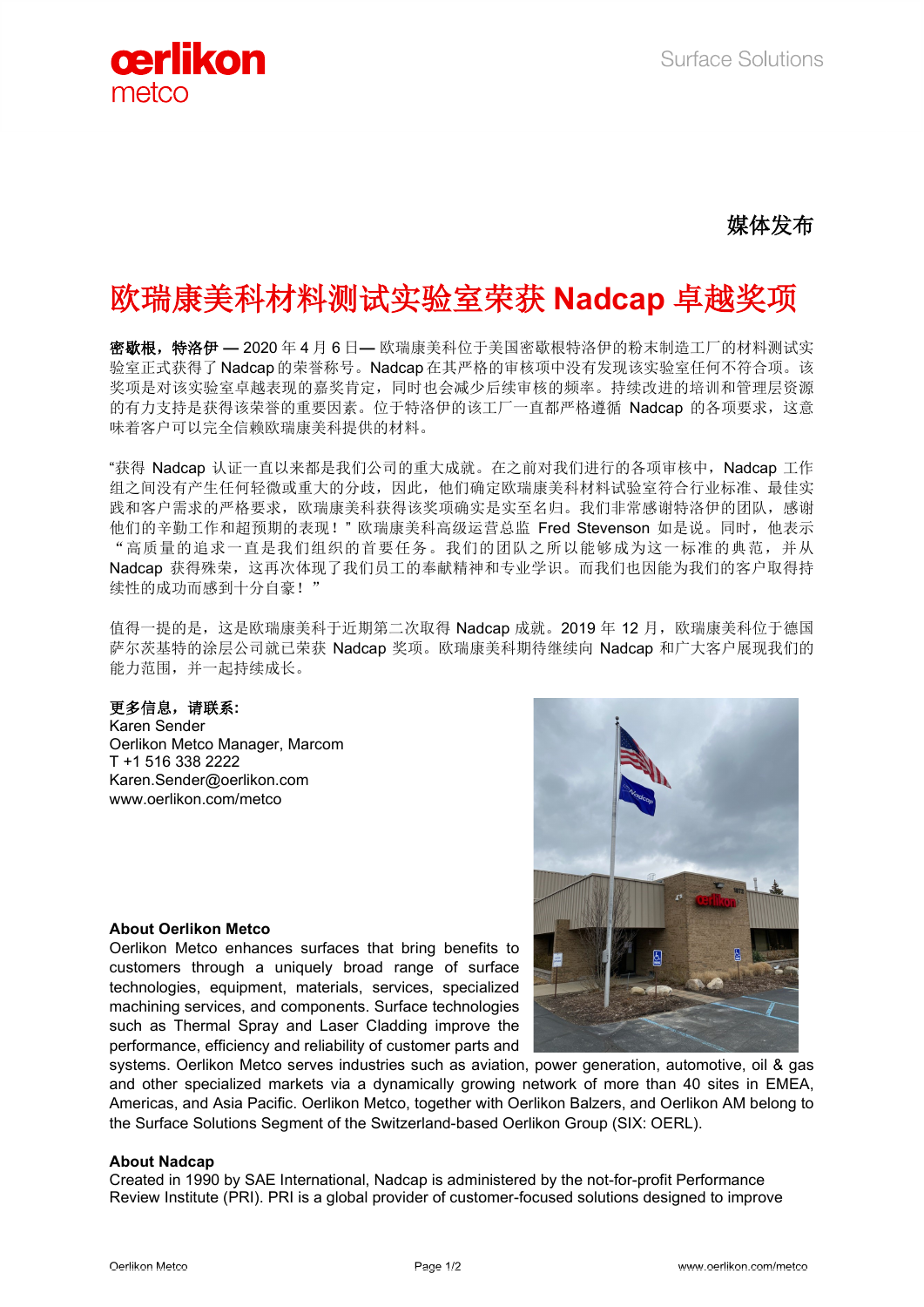Surface Solutions

媒体发布

# 欧瑞康美科材料测试实验室荣获 Nadcap 卓越奖项

**密歇根，特洛伊 —** 2020 年 4 月 6 日— 欧瑞康美科位于美国密歇根特洛伊的粉末制造工厂的材料测试实验室正式获得了 Nadcap 的荣誉称号。Nadcap 在其严格的审核项中没有发现该实验室任何不符合项。该奖项是对该实验室卓越表现的嘉奖肯定，同时也会减少后续审核的频率。持续改进的培训和管理层资源的有力支持是获得该荣誉的重要因素。位于特洛伊的该工厂一直都严格遵循 Nadcap 的各项要求，这意味着客户可以完全信赖欧瑞康美科提供的材料。

“获得 Nadcap 认证一直以来都是我们公司的重大成就。在之前对我们进行的各项审核中，Nadcap 工作组之间没有产生任何轻微或重大的分歧，因此，他们确定欧瑞康美科材料试验室符合行业标准、最佳实践和客户需求的严格要求，欧瑞康美科获得该奖项确实是实至名归。我们非常感谢特洛伊的团队，感谢他们的辛勤工作和超预期的表现！”欧瑞康美科高级运营总监 Fred Stevenson 如是说。同时，他表示“高质量的追求一直是我们组织的首要任务。我们的团队之所以能够成为这一标准的典范，并从 Nadcap 获得殊荣，这再次体现了我们员工的奉献精神和专业学识。而我们也因能为我们的客户取得持续性的成功而感到十分自豪！”

值得一提的是，这是欧瑞康美科于近期第二次取得 Nadcap 成就。2019 年 12 月，欧瑞康美科位于德国萨尔茨基特的涂层公司就已荣获 Nadcap 奖项。欧瑞康美科期待继续向 Nadcap 和广大客户展现我们的能力范围，并一起持续成长。

**更多信息，请联系:**
Karen Sender
Oerlikon Metco Manager, Marcom
T +1 516 338 2222
Karen.Sender@oerlikon.com
www.oerlikon.com/metco

**About Oerlikon Metco**
Oerlikon Metco enhances surfaces that bring benefits to customers through a uniquely broad range of surface technologies, equipment, materials, services, specialized machining services, and components. Surface technologies such as Thermal Spray and Laser Cladding improve the performance, efficiency and reliability of customer parts and systems. Oerlikon Metco serves industries such as aviation, power generation, automotive, oil & gas and other specialized markets via a dynamically growing network of more than 40 sites in EMEA, Americas, and Asia Pacific. Oerlikon Metco, together with Oerlikon Balzers, and Oerlikon AM belong to the Surface Solutions Segment of the Switzerland-based Oerlikon Group (SIX: OERL).

**About Nadcap**
Created in 1990 by SAE International, Nadcap is administered by the not-for-profit Performance Review Institute (PRI). PRI is a global provider of customer-focused solutions designed to improve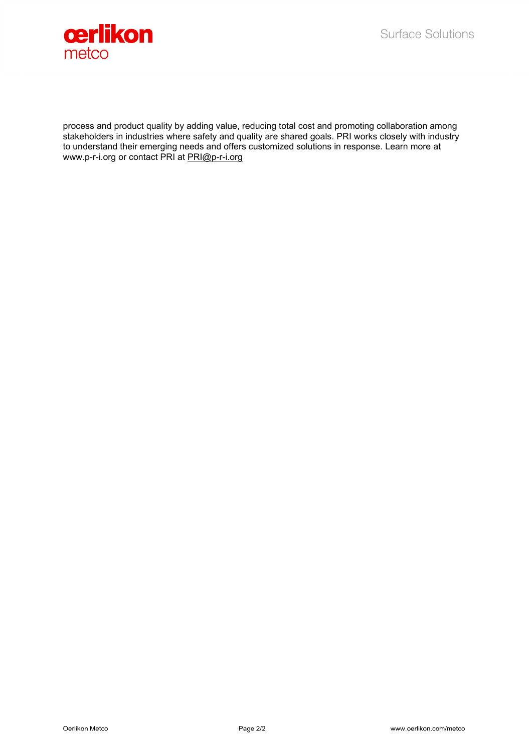process and product quality by adding value, reducing total cost and promoting collaboration among stakeholders in industries where safety and quality are shared goals. PRI works closely with industry to understand their emerging needs and offers customized solutions in response. Learn more at www.p-r-i.org or contact PRI at PRI@p-r-i.org